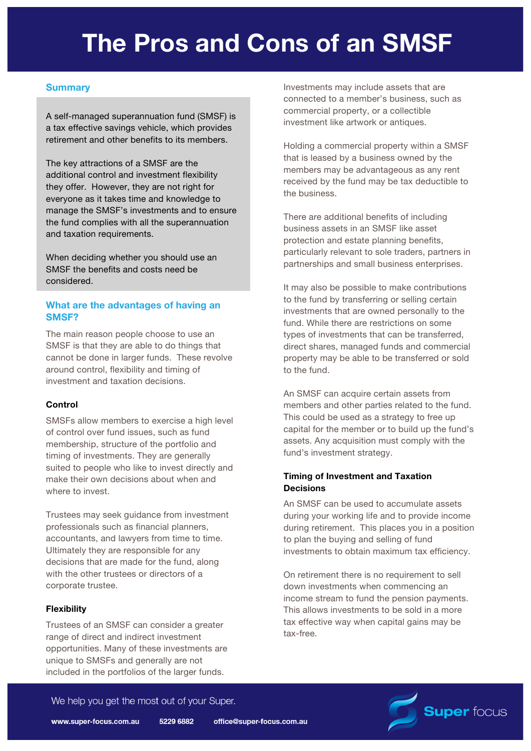# The Pros and Cons of an SMSF

## Summary

A self-managed superannuation fund (SMSF) is a tax effective savings vehicle, which provides retirement and other benefits to its members.

The key attractions of a SMSF are the additional control and investment flexibility they offer. However, they are not right for everyone as it takes time and knowledge to manage the SMSF's investments and to ensure the fund complies with all the superannuation and taxation requirements.

When deciding whether you should use an SMSF the benefits and costs need be considered.

## What are the advantages of having an SMSF?

The main reason people choose to use an SMSF is that they are able to do things that cannot be done in larger funds. These revolve around control, flexibility and timing of investment and taxation decisions.

### Control

SMSFs allow members to exercise a high level of control over fund issues, such as fund membership, structure of the portfolio and timing of investments. They are generally suited to people who like to invest directly and make their own decisions about when and where to invest.

Trustees may seek guidance from investment professionals such as financial planners, accountants, and lawyers from time to time. Ultimately they are responsible for any decisions that are made for the fund, along with the other trustees or directors of a corporate trustee.

### Flexibility

Trustees of an SMSF can consider a greater range of direct and indirect investment opportunities. Many of these investments are unique to SMSFs and generally are not included in the portfolios of the larger funds.

Investments may include assets that are connected to a member's business, such as commercial property, or a collectible investment like artwork or antiques.

Holding a commercial property within a SMSF that is leased by a business owned by the members may be advantageous as any rent received by the fund may be tax deductible to the business.

There are additional benefits of including business assets in an SMSF like asset protection and estate planning benefits, particularly relevant to sole traders, partners in partnerships and small business enterprises.

It may also be possible to make contributions to the fund by transferring or selling certain investments that are owned personally to the fund. While there are restrictions on some types of investments that can be transferred, direct shares, managed funds and commercial property may be able to be transferred or sold to the fund.

An SMSF can acquire certain assets from members and other parties related to the fund. This could be used as a strategy to free up capital for the member or to build up the fund's assets. Any acquisition must comply with the fund's investment strategy.

### Timing of Investment and Taxation Decisions

An SMSF can be used to accumulate assets during your working life and to provide income during retirement. This places you in a position to plan the buying and selling of fund investments to obtain maximum tax efficiency.

On retirement there is no requirement to sell down investments when commencing an income stream to fund the pension payments. This allows investments to be sold in a more tax effective way when capital gains may be tax-free.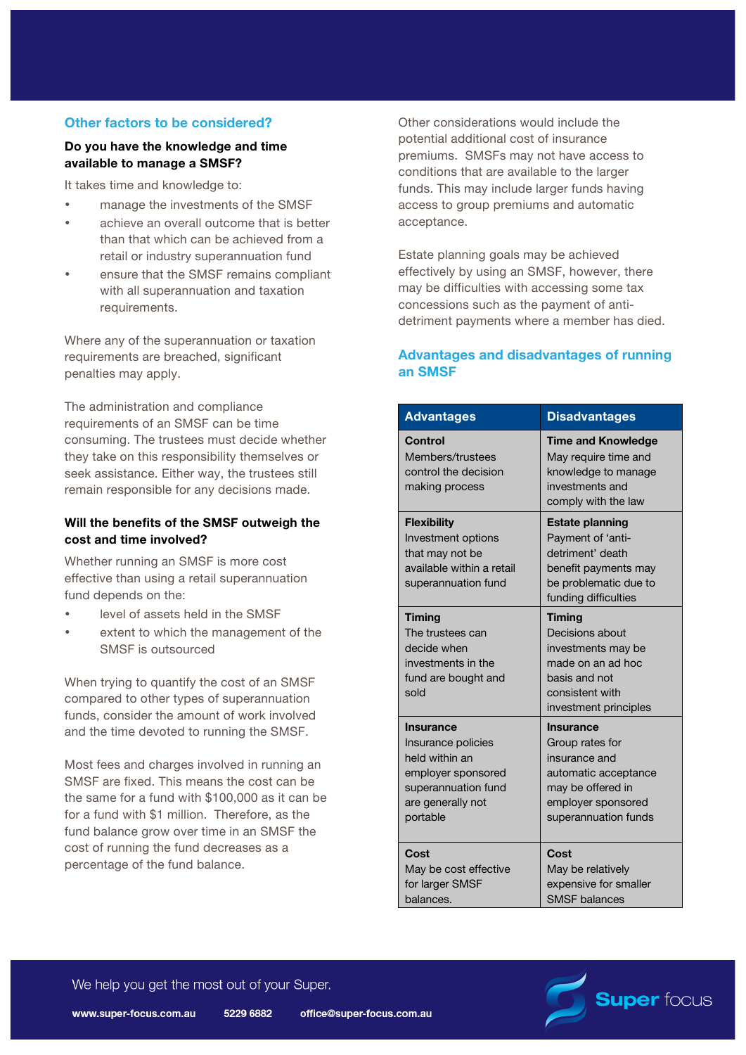## Other factors to be considered?

### Do you have the knowledge and time available to manage a SMSF?

It takes time and knowledge to:

- manage the investments of the SMSF
- achieve an overall outcome that is better than that which can be achieved from a retail or industry superannuation fund
- ensure that the SMSF remains compliant with all superannuation and taxation requirements.

Where any of the superannuation or taxation requirements are breached, significant penalties may apply.

The administration and compliance requirements of an SMSF can be time consuming. The trustees must decide whether they take on this responsibility themselves or seek assistance. Either way, the trustees still remain responsible for any decisions made.

### Will the benefits of the SMSF outweigh the cost and time involved?

Whether running an SMSF is more cost effective than using a retail superannuation fund depends on the:

- level of assets held in the SMSF
- extent to which the management of the SMSF is outsourced

When trying to quantify the cost of an SMSF compared to other types of superannuation funds, consider the amount of work involved and the time devoted to running the SMSF.

Most fees and charges involved in running an SMSF are fixed. This means the cost can be the same for a fund with $100,000 as it can be for a fund with $1 million. Therefore, as the fund balance grow over time in an SMSF the cost of running the fund decreases as a percentage of the fund balance.

Other considerations would include the potential additional cost of insurance premiums. SMSFs may not have access to conditions that are available to the larger funds. This may include larger funds having access to group premiums and automatic acceptance.

Estate planning goals may be achieved effectively by using an SMSF, however, there may be difficulties with accessing some tax concessions such as the payment of anti-detriment payments where a member has died.

## Advantages and disadvantages of running an SMSF

| Advantages | Disadvantages |
|---|---|
| **Control**<br>Members/trustees control the decision making process | **Time and Knowledge**<br>May require time and knowledge to manage investments and comply with the law |
| **Flexibility**<br>Investment options that may not be available within a retail superannuation fund | **Estate planning**<br>Payment of 'anti-detriment' death benefit payments may be problematic due to funding difficulties |
| **Timing**<br>The trustees can decide when investments in the fund are bought and sold | **Timing**<br>Decisions about investments may be made on an ad hoc basis and not consistent with investment principles |
| **Insurance**<br>Insurance policies held within an employer sponsored superannuation fund are generally not portable | **Insurance**<br>Group rates for insurance and automatic acceptance may be offered in employer sponsored superannuation funds |
| **Cost**<br>May be cost effective for larger SMSF balances. | **Cost**<br>May be relatively expensive for smaller SMSF balances |

We help you get the most out of your Super.

www.super-focus.com.au 5229 6882 office@super-focus.com.au

Super focus